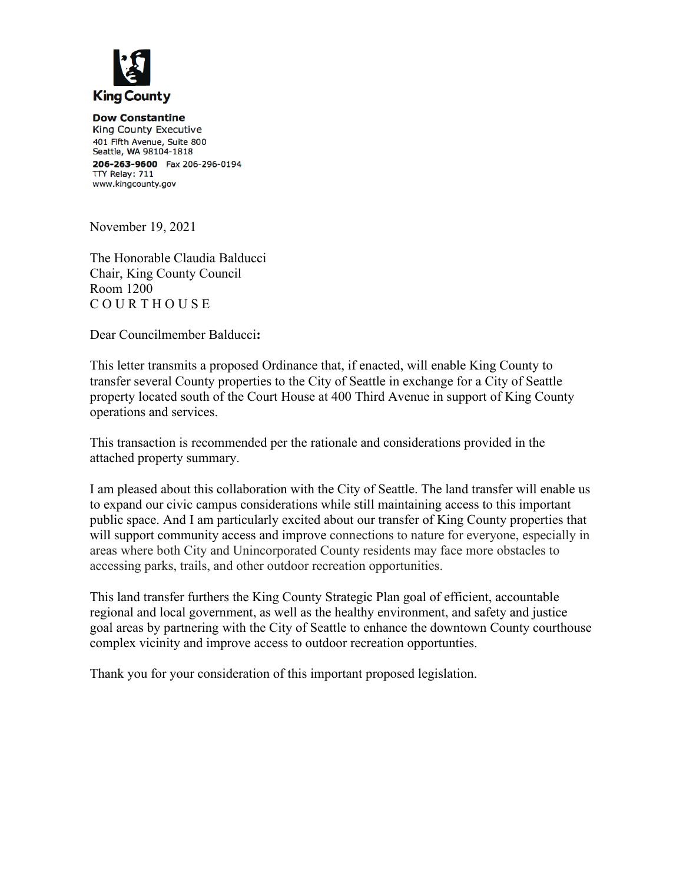**King County**

**Dow Constantine**
King County Executive
401 Fifth Avenue, Suite 800
Seattle, WA 98104-1818
**206-263-9600** Fax 206-296-0194
TTY Relay: 711
www.kingcounty.gov

November 19, 2021

The Honorable Claudia Balducci
Chair, King County Council
Room 1200
C O U R T H O U S E

Dear Councilmember Balducci**:**

This letter transmits a proposed Ordinance that, if enacted, will enable King County to transfer several County properties to the City of Seattle in exchange for a City of Seattle property located south of the Court House at 400 Third Avenue in support of King County operations and services.

This transaction is recommended per the rationale and considerations provided in the attached property summary.

I am pleased about this collaboration with the City of Seattle. The land transfer will enable us to expand our civic campus considerations while still maintaining access to this important public space. And I am particularly excited about our transfer of King County properties that will support community access and improve connections to nature for everyone, especially in areas where both City and Unincorporated County residents may face more obstacles to accessing parks, trails, and other outdoor recreation opportunities.

This land transfer furthers the King County Strategic Plan goal of efficient, accountable regional and local government, as well as the healthy environment, and safety and justice goal areas by partnering with the City of Seattle to enhance the downtown County courthouse complex vicinity and improve access to outdoor recreation opportunties.

Thank you for your consideration of this important proposed legislation.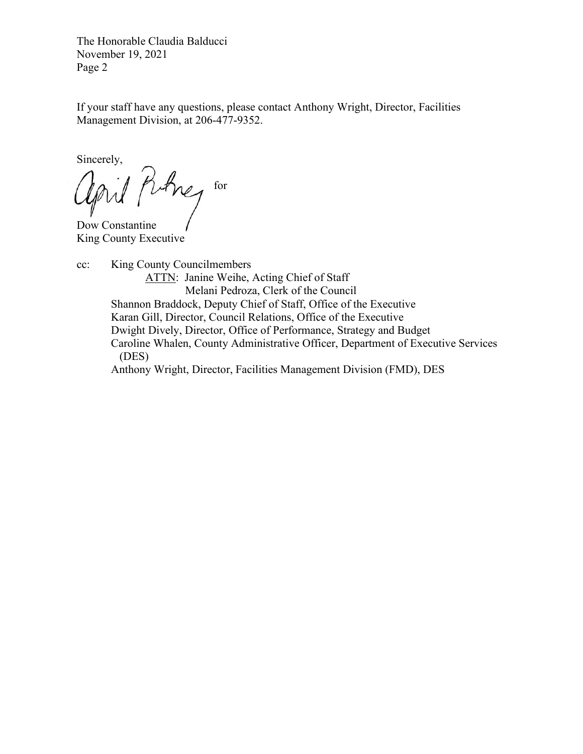If your staff have any questions, please contact Anthony Wright, Director, Facilities Management Division, at 206-477-9352.

Sincerely,

April Putney for

Dow Constantine
King County Executive

cc: King County Councilmembers
ATTN: Janine Weihe, Acting Chief of Staff
Melani Pedroza, Clerk of the Council
Shannon Braddock, Deputy Chief of Staff, Office of the Executive
Karan Gill, Director, Council Relations, Office of the Executive
Dwight Dively, Director, Office of Performance, Strategy and Budget
Caroline Whalen, County Administrative Officer, Department of Executive Services (DES)
Anthony Wright, Director, Facilities Management Division (FMD), DES